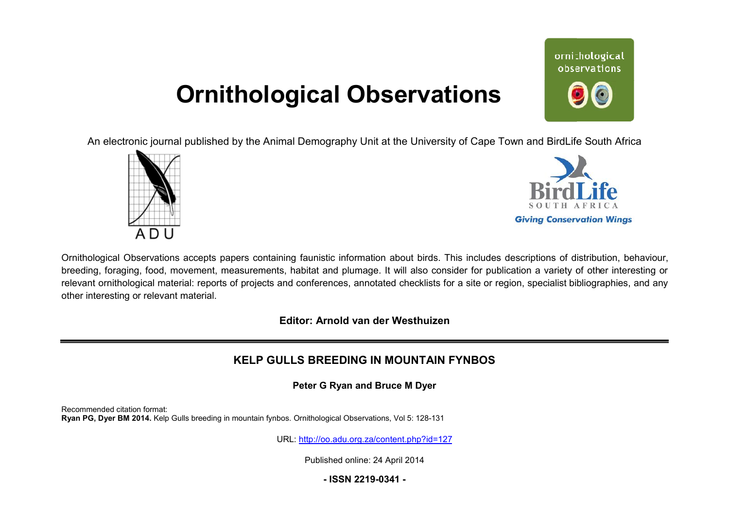# Ornithological Observations

An electronic journal published by the Animal Demography Unit at the University of Cape Town and BirdLife South Africa

Ornithological Observations accepts papers containing faunistic information about birds. This includes descriptions of distribution, behaviour, breeding, foraging, food, movement, measurements, habitat and plumage. It will also consider for publication a variety of other interesting or relevant ornithological material: reports of projects and conferences, annotated checklists for a site or region, specialist bibliographies, and any other interesting or relevant material.

**Editor: Arnold van der Westhuizen**

## KELP GULLS BREEDING IN MOUNTAIN FYNBOS

**Peter G Ryan and Bruce M Dyer**

Recommended citation format:
**Ryan PG, Dyer BM 2014.** Kelp Gulls breeding in mountain fynbos. Ornithological Observations, Vol 5: 128-131

URL: http://oo.adu.org.za/content.php?id=127

Published online: 24 April 2014

**- ISSN 2219-0341 -**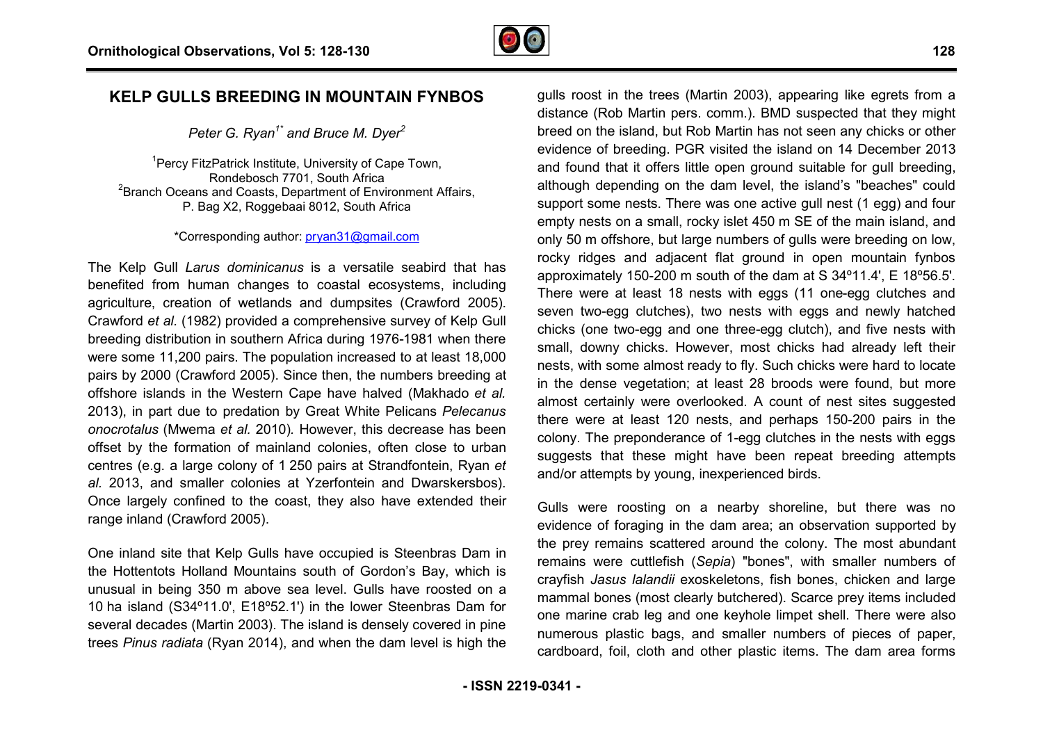# KELP GULLS BREEDING IN MOUNTAIN FYNBOS

*Peter G. Ryan[1*] and Bruce M. Dyer[2]*

[1]Percy FitzPatrick Institute, University of Cape Town, Rondebosch 7701, South Africa
[2]Branch Oceans and Coasts, Department of Environment Affairs, P. Bag X2, Roggebaai 8012, South Africa

*Corresponding author: pryan31@gmail.com

The Kelp Gull *Larus dominicanus* is a versatile seabird that has benefited from human changes to coastal ecosystems, including agriculture, creation of wetlands and dumpsites (Crawford 2005). Crawford *et al.* (1982) provided a comprehensive survey of Kelp Gull breeding distribution in southern Africa during 1976-1981 when there were some 11,200 pairs. The population increased to at least 18,000 pairs by 2000 (Crawford 2005). Since then, the numbers breeding at offshore islands in the Western Cape have halved (Makhado *et al.* 2013), in part due to predation by Great White Pelicans *Pelecanus onocrotalus* (Mwema *et al.* 2010). However, this decrease has been offset by the formation of mainland colonies, often close to urban centres (e.g. a large colony of 1 250 pairs at Strandfontein, Ryan *et al.* 2013, and smaller colonies at Yzerfontein and Dwarskersbos). Once largely confined to the coast, they also have extended their range inland (Crawford 2005).

One inland site that Kelp Gulls have occupied is Steenbras Dam in the Hottentots Holland Mountains south of Gordon's Bay, which is unusual in being 350 m above sea level. Gulls have roosted on a 10 ha island (S34º11.0', E18º52.1') in the lower Steenbras Dam for several decades (Martin 2003). The island is densely covered in pine trees *Pinus radiata* (Ryan 2014), and when the dam level is high the gulls roost in the trees (Martin 2003), appearing like egrets from a distance (Rob Martin pers. comm.). BMD suspected that they might breed on the island, but Rob Martin has not seen any chicks or other evidence of breeding. PGR visited the island on 14 December 2013 and found that it offers little open ground suitable for gull breeding, although depending on the dam level, the island's "beaches" could support some nests. There was one active gull nest (1 egg) and four empty nests on a small, rocky islet 450 m SE of the main island, and only 50 m offshore, but large numbers of gulls were breeding on low, rocky ridges and adjacent flat ground in open mountain fynbos approximately 150-200 m south of the dam at S 34º11.4', E 18º56.5'. There were at least 18 nests with eggs (11 one-egg clutches and seven two-egg clutches), two nests with eggs and newly hatched chicks (one two-egg and one three-egg clutch), and five nests with small, downy chicks. However, most chicks had already left their nests, with some almost ready to fly. Such chicks were hard to locate in the dense vegetation; at least 28 broods were found, but more almost certainly were overlooked. A count of nest sites suggested there were at least 120 nests, and perhaps 150-200 pairs in the colony. The preponderance of 1-egg clutches in the nests with eggs suggests that these might have been repeat breeding attempts and/or attempts by young, inexperienced birds.

Gulls were roosting on a nearby shoreline, but there was no evidence of foraging in the dam area; an observation supported by the prey remains scattered around the colony. The most abundant remains were cuttlefish (*Sepia*) "bones", with smaller numbers of crayfish *Jasus lalandii* exoskeletons, fish bones, chicken and large mammal bones (most clearly butchered). Scarce prey items included one marine crab leg and one keyhole limpet shell. There were also numerous plastic bags, and smaller numbers of pieces of paper, cardboard, foil, cloth and other plastic items. The dam area forms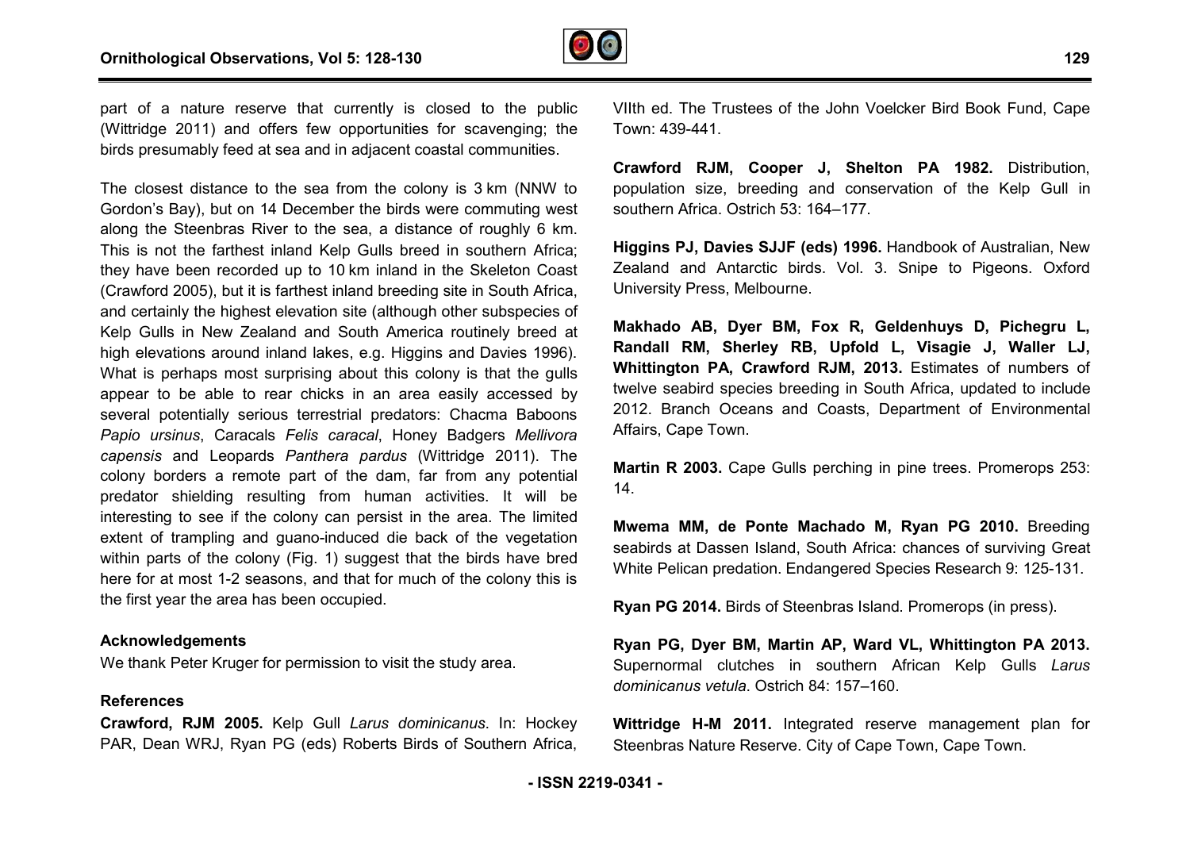part of a nature reserve that currently is closed to the public (Wittridge 2011) and offers few opportunities for scavenging; the birds presumably feed at sea and in adjacent coastal communities.

The closest distance to the sea from the colony is 3 km (NNW to Gordon's Bay), but on 14 December the birds were commuting west along the Steenbras River to the sea, a distance of roughly 6 km. This is not the farthest inland Kelp Gulls breed in southern Africa; they have been recorded up to 10 km inland in the Skeleton Coast (Crawford 2005), but it is farthest inland breeding site in South Africa, and certainly the highest elevation site (although other subspecies of Kelp Gulls in New Zealand and South America routinely breed at high elevations around inland lakes, e.g. Higgins and Davies 1996). What is perhaps most surprising about this colony is that the gulls appear to be able to rear chicks in an area easily accessed by several potentially serious terrestrial predators: Chacma Baboons *Papio ursinus*, Caracals *Felis caracal*, Honey Badgers *Mellivora capensis* and Leopards *Panthera pardus* (Wittridge 2011). The colony borders a remote part of the dam, far from any potential predator shielding resulting from human activities. It will be interesting to see if the colony can persist in the area. The limited extent of trampling and guano-induced die back of the vegetation within parts of the colony (Fig. 1) suggest that the birds have bred here for at most 1-2 seasons, and that for much of the colony this is the first year the area has been occupied.

### Acknowledgements

We thank Peter Kruger for permission to visit the study area.

### References

**Crawford, RJM 2005.** Kelp Gull *Larus dominicanus*. In: Hockey PAR, Dean WRJ, Ryan PG (eds) Roberts Birds of Southern Africa, VIIth ed. The Trustees of the John Voelcker Bird Book Fund, Cape Town: 439-441.

**Crawford RJM, Cooper J, Shelton PA 1982.** Distribution, population size, breeding and conservation of the Kelp Gull in southern Africa. Ostrich 53: 164–177.

**Higgins PJ, Davies SJJF (eds) 1996.** Handbook of Australian, New Zealand and Antarctic birds. Vol. 3. Snipe to Pigeons. Oxford University Press, Melbourne.

**Makhado AB, Dyer BM, Fox R, Geldenhuys D, Pichegru L, Randall RM, Sherley RB, Upfold L, Visagie J, Waller LJ, Whittington PA, Crawford RJM, 2013.** Estimates of numbers of twelve seabird species breeding in South Africa, updated to include 2012. Branch Oceans and Coasts, Department of Environmental Affairs, Cape Town.

**Martin R 2003.** Cape Gulls perching in pine trees. Promerops 253: 14.

**Mwema MM, de Ponte Machado M, Ryan PG 2010.** Breeding seabirds at Dassen Island, South Africa: chances of surviving Great White Pelican predation. Endangered Species Research 9: 125-131.

**Ryan PG 2014.** Birds of Steenbras Island. Promerops (in press).

**Ryan PG, Dyer BM, Martin AP, Ward VL, Whittington PA 2013.** Supernormal clutches in southern African Kelp Gulls *Larus dominicanus vetula*. Ostrich 84: 157–160.

**Wittridge H-M 2011.** Integrated reserve management plan for Steenbras Nature Reserve. City of Cape Town, Cape Town.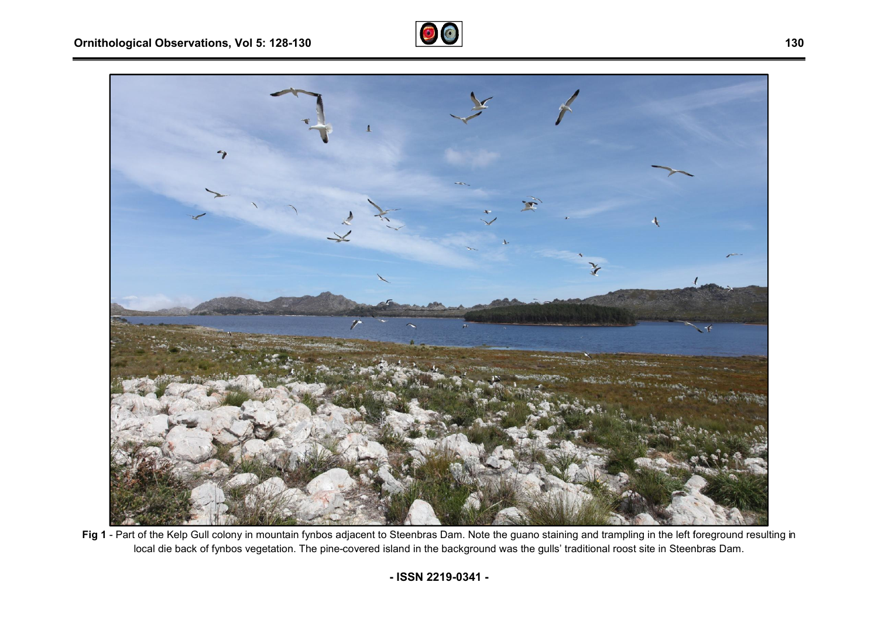**Fig 1** - Part of the Kelp Gull colony in mountain fynbos adjacent to Steenbras Dam. Note the guano staining and trampling in the left foreground resulting in local die back of fynbos vegetation. The pine-covered island in the background was the gulls' traditional roost site in Steenbras Dam.

**- ISSN 2219-0341 -**